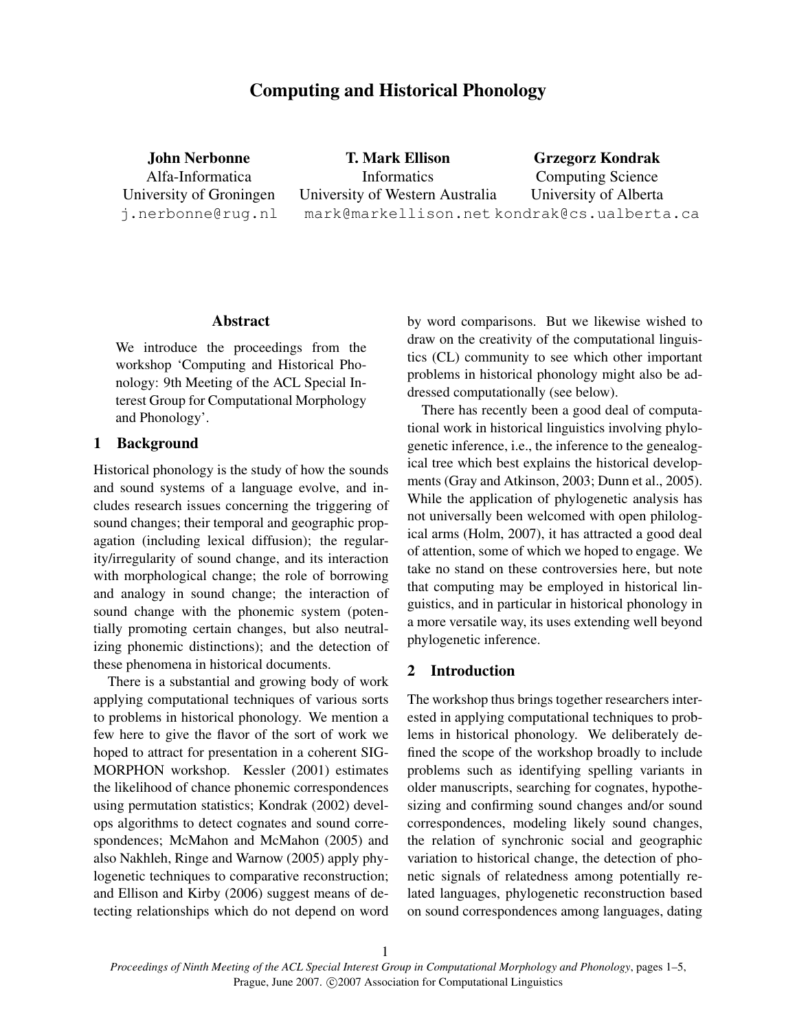# Computing and Historical Phonology

**John Nerbonne**
Alfa-Informatica
University of Groningen
j.nerbonne@rug.nl

**T. Mark Ellison**
Informatics
University of Western Australia
mark@markellison.net

**Grzegorz Kondrak**
Computing Science
University of Alberta
kondrak@cs.ualberta.ca

## Abstract

We introduce the proceedings from the workshop 'Computing and Historical Phonology: 9th Meeting of the ACL Special Interest Group for Computational Morphology and Phonology'.

## 1 Background

Historical phonology is the study of how the sounds and sound systems of a language evolve, and includes research issues concerning the triggering of sound changes; their temporal and geographic propagation (including lexical diffusion); the regularity/irregularity of sound change, and its interaction with morphological change; the role of borrowing and analogy in sound change; the interaction of sound change with the phonemic system (potentially promoting certain changes, but also neutralizing phonemic distinctions); and the detection of these phenomena in historical documents.

There is a substantial and growing body of work applying computational techniques of various sorts to problems in historical phonology. We mention a few here to give the flavor of the sort of work we hoped to attract for presentation in a coherent SIGMORPHON workshop. Kessler (2001) estimates the likelihood of chance phonemic correspondences using permutation statistics; Kondrak (2002) develops algorithms to detect cognates and sound correspondences; McMahon and McMahon (2005) and also Nakhleh, Ringe and Warnow (2005) apply phylogenetic techniques to comparative reconstruction; and Ellison and Kirby (2006) suggest means of detecting relationships which do not depend on word by word comparisons. But we likewise wished to draw on the creativity of the computational linguistics (CL) community to see which other important problems in historical phonology might also be addressed computationally (see below).

There has recently been a good deal of computational work in historical linguistics involving phylogenetic inference, i.e., the inference to the genealogical tree which best explains the historical developments (Gray and Atkinson, 2003; Dunn et al., 2005). While the application of phylogenetic analysis has not universally been welcomed with open philological arms (Holm, 2007), it has attracted a good deal of attention, some of which we hoped to engage. We take no stand on these controversies here, but note that computing may be employed in historical linguistics, and in particular in historical phonology in a more versatile way, its uses extending well beyond phylogenetic inference.

## 2 Introduction

The workshop thus brings together researchers interested in applying computational techniques to problems in historical phonology. We deliberately defined the scope of the workshop broadly to include problems such as identifying spelling variants in older manuscripts, searching for cognates, hypothesizing and confirming sound changes and/or sound correspondences, modeling likely sound changes, the relation of synchronic social and geographic variation to historical change, the detection of phonetic signals of relatedness among potentially related languages, phylogenetic reconstruction based on sound correspondences among languages, dating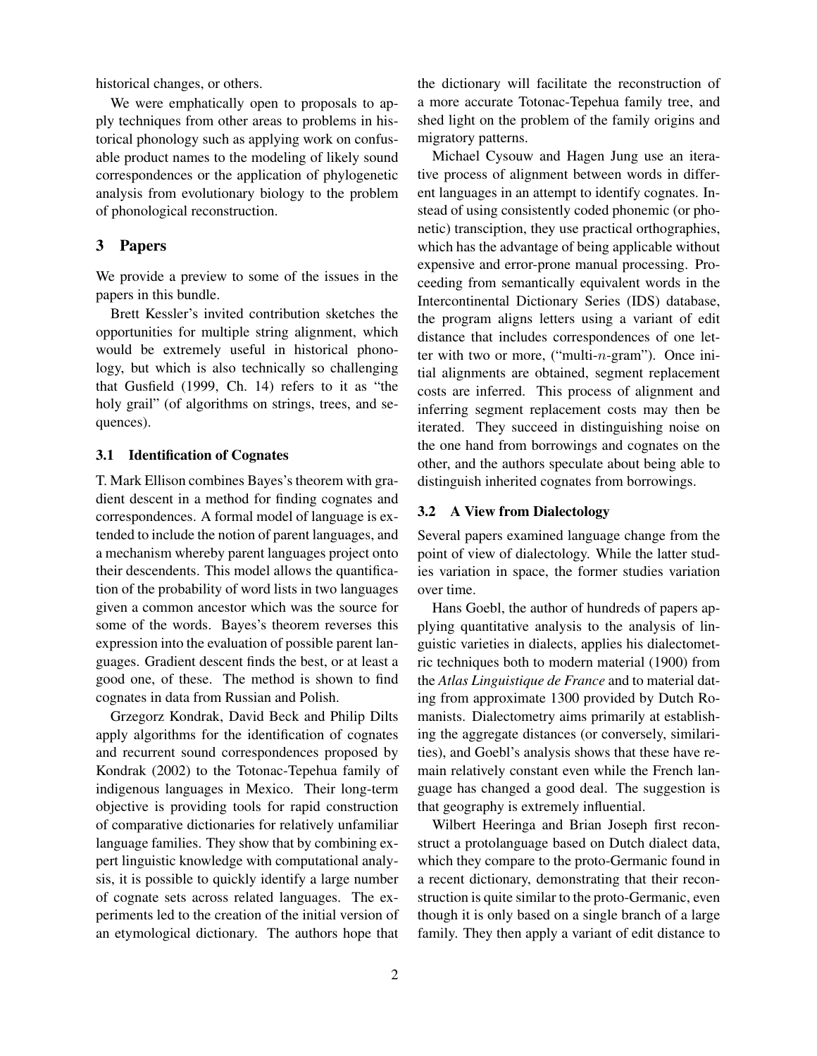historical changes, or others.

We were emphatically open to proposals to apply techniques from other areas to problems in historical phonology such as applying work on confusable product names to the modeling of likely sound correspondences or the application of phylogenetic analysis from evolutionary biology to the problem of phonological reconstruction.

## 3 Papers

We provide a preview to some of the issues in the papers in this bundle.

Brett Kessler's invited contribution sketches the opportunities for multiple string alignment, which would be extremely useful in historical phonology, but which is also technically so challenging that Gusfield (1999, Ch. 14) refers to it as "the holy grail" (of algorithms on strings, trees, and sequences).

### 3.1 Identification of Cognates

T. Mark Ellison combines Bayes's theorem with gradient descent in a method for finding cognates and correspondences. A formal model of language is extended to include the notion of parent languages, and a mechanism whereby parent languages project onto their descendents. This model allows the quantification of the probability of word lists in two languages given a common ancestor which was the source for some of the words. Bayes's theorem reverses this expression into the evaluation of possible parent languages. Gradient descent finds the best, or at least a good one, of these. The method is shown to find cognates in data from Russian and Polish.

Grzegorz Kondrak, David Beck and Philip Dilts apply algorithms for the identification of cognates and recurrent sound correspondences proposed by Kondrak (2002) to the Totonac-Tepehua family of indigenous languages in Mexico. Their long-term objective is providing tools for rapid construction of comparative dictionaries for relatively unfamiliar language families. They show that by combining expert linguistic knowledge with computational analysis, it is possible to quickly identify a large number of cognate sets across related languages. The experiments led to the creation of the initial version of an etymological dictionary. The authors hope that the dictionary will facilitate the reconstruction of a more accurate Totonac-Tepehua family tree, and shed light on the problem of the family origins and migratory patterns.

Michael Cysouw and Hagen Jung use an iterative process of alignment between words in different languages in an attempt to identify cognates. Instead of using consistently coded phonemic (or phonetic) transciption, they use practical orthographies, which has the advantage of being applicable without expensive and error-prone manual processing. Proceeding from semantically equivalent words in the Intercontinental Dictionary Series (IDS) database, the program aligns letters using a variant of edit distance that includes correspondences of one letter with two or more, ("multi-$n$-gram"). Once initial alignments are obtained, segment replacement costs are inferred. This process of alignment and inferring segment replacement costs may then be iterated. They succeed in distinguishing noise on the one hand from borrowings and cognates on the other, and the authors speculate about being able to distinguish inherited cognates from borrowings.

### 3.2 A View from Dialectology

Several papers examined language change from the point of view of dialectology. While the latter studies variation in space, the former studies variation over time.

Hans Goebl, the author of hundreds of papers applying quantitative analysis to the analysis of linguistic varieties in dialects, applies his dialectometric techniques both to modern material (1900) from the *Atlas Linguistique de France* and to material dating from approximate 1300 provided by Dutch Romanists. Dialectometry aims primarily at establishing the aggregate distances (or conversely, similarities), and Goebl's analysis shows that these have remain relatively constant even while the French language has changed a good deal. The suggestion is that geography is extremely influential.

Wilbert Heeringa and Brian Joseph first reconstruct a protolanguage based on Dutch dialect data, which they compare to the proto-Germanic found in a recent dictionary, demonstrating that their reconstruction is quite similar to the proto-Germanic, even though it is only based on a single branch of a large family. They then apply a variant of edit distance to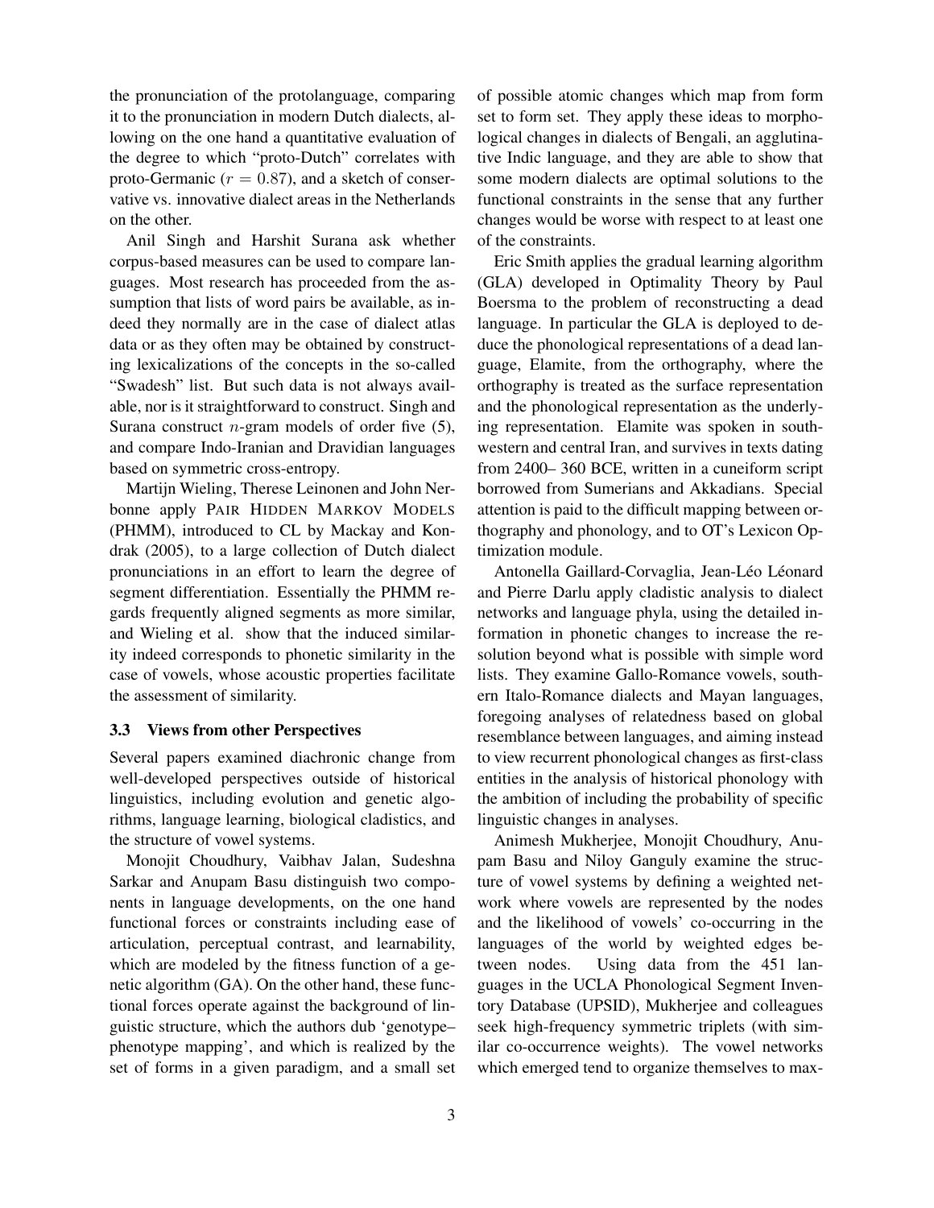the pronunciation of the protolanguage, comparing it to the pronunciation in modern Dutch dialects, allowing on the one hand a quantitative evaluation of the degree to which "proto-Dutch" correlates with proto-Germanic ($r = 0.87$), and a sketch of conservative vs. innovative dialect areas in the Netherlands on the other.

Anil Singh and Harshit Surana ask whether corpus-based measures can be used to compare languages. Most research has proceeded from the assumption that lists of word pairs be available, as indeed they normally are in the case of dialect atlas data or as they often may be obtained by constructing lexicalizations of the concepts in the so-called "Swadesh" list. But such data is not always available, nor is it straightforward to construct. Singh and Surana construct $n$-gram models of order five (5), and compare Indo-Iranian and Dravidian languages based on symmetric cross-entropy.

Martijn Wieling, Therese Leinonen and John Nerbonne apply PAIR HIDDEN MARKOV MODELS (PHMM), introduced to CL by Mackay and Kondrak (2005), to a large collection of Dutch dialect pronunciations in an effort to learn the degree of segment differentiation. Essentially the PHMM regards frequently aligned segments as more similar, and Wieling et al. show that the induced similarity indeed corresponds to phonetic similarity in the case of vowels, whose acoustic properties facilitate the assessment of similarity.

### 3.3 Views from other Perspectives

Several papers examined diachronic change from well-developed perspectives outside of historical linguistics, including evolution and genetic algorithms, language learning, biological cladistics, and the structure of vowel systems.

Monojit Choudhury, Vaibhav Jalan, Sudeshna Sarkar and Anupam Basu distinguish two components in language developments, on the one hand functional forces or constraints including ease of articulation, perceptual contrast, and learnability, which are modeled by the fitness function of a genetic algorithm (GA). On the other hand, these functional forces operate against the background of linguistic structure, which the authors dub 'genotype–phenotype mapping', and which is realized by the set of forms in a given paradigm, and a small set of possible atomic changes which map from form set to form set. They apply these ideas to morphological changes in dialects of Bengali, an agglutinative Indic language, and they are able to show that some modern dialects are optimal solutions to the functional constraints in the sense that any further changes would be worse with respect to at least one of the constraints.

Eric Smith applies the gradual learning algorithm (GLA) developed in Optimality Theory by Paul Boersma to the problem of reconstructing a dead language. In particular the GLA is deployed to deduce the phonological representations of a dead language, Elamite, from the orthography, where the orthography is treated as the surface representation and the phonological representation as the underlying representation. Elamite was spoken in southwestern and central Iran, and survives in texts dating from 2400– 360 BCE, written in a cuneiform script borrowed from Sumerians and Akkadians. Special attention is paid to the difficult mapping between orthography and phonology, and to OT's Lexicon Optimization module.

Antonella Gaillard-Corvaglia, Jean-Léo Léonard and Pierre Darlu apply cladistic analysis to dialect networks and language phyla, using the detailed information in phonetic changes to increase the resolution beyond what is possible with simple word lists. They examine Gallo-Romance vowels, southern Italo-Romance dialects and Mayan languages, foregoing analyses of relatedness based on global resemblance between languages, and aiming instead to view recurrent phonological changes as first-class entities in the analysis of historical phonology with the ambition of including the probability of specific linguistic changes in analyses.

Animesh Mukherjee, Monojit Choudhury, Anupam Basu and Niloy Ganguly examine the structure of vowel systems by defining a weighted network where vowels are represented by the nodes and the likelihood of vowels' co-occurring in the languages of the world by weighted edges between nodes. Using data from the 451 languages in the UCLA Phonological Segment Inventory Database (UPSID), Mukherjee and colleagues seek high-frequency symmetric triplets (with similar co-occurrence weights). The vowel networks which emerged tend to organize themselves to max-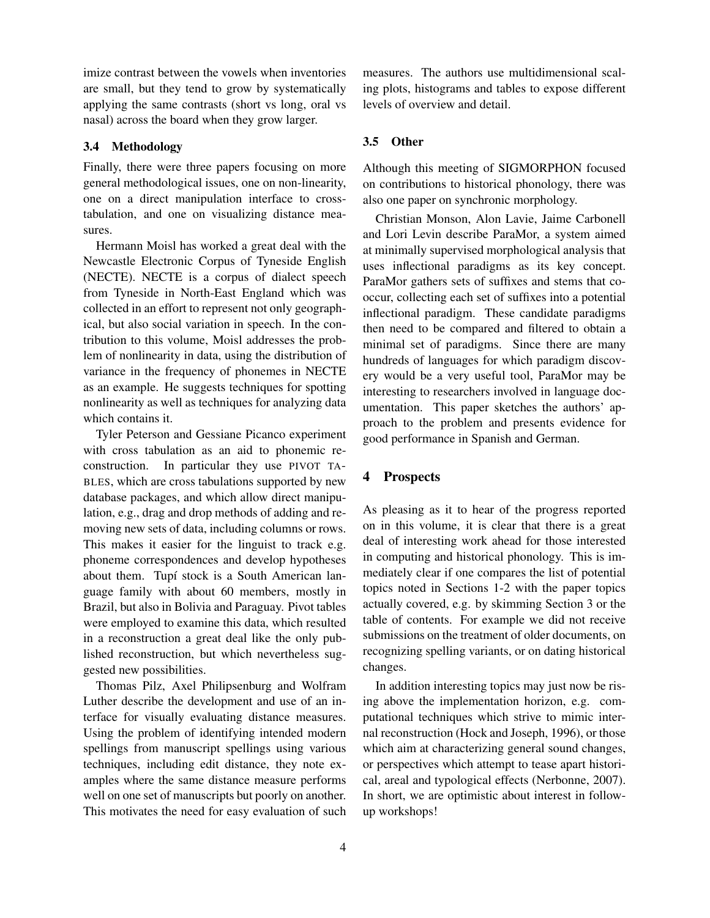imize contrast between the vowels when inventories are small, but they tend to grow by systematically applying the same contrasts (short vs long, oral vs nasal) across the board when they grow larger.

### 3.4 Methodology

Finally, there were three papers focusing on more general methodological issues, one on non-linearity, one on a direct manipulation interface to cross-tabulation, and one on visualizing distance measures.

Hermann Moisl has worked a great deal with the Newcastle Electronic Corpus of Tyneside English (NECTE). NECTE is a corpus of dialect speech from Tyneside in North-East England which was collected in an effort to represent not only geographical, but also social variation in speech. In the contribution to this volume, Moisl addresses the problem of nonlinearity in data, using the distribution of variance in the frequency of phonemes in NECTE as an example. He suggests techniques for spotting nonlinearity as well as techniques for analyzing data which contains it.

Tyler Peterson and Gessiane Picanco experiment with cross tabulation as an aid to phonemic reconstruction. In particular they use PIVOT TABLES, which are cross tabulations supported by new database packages, and which allow direct manipulation, e.g., drag and drop methods of adding and removing new sets of data, including columns or rows. This makes it easier for the linguist to track e.g. phoneme correspondences and develop hypotheses about them. Tupí stock is a South American language family with about 60 members, mostly in Brazil, but also in Bolivia and Paraguay. Pivot tables were employed to examine this data, which resulted in a reconstruction a great deal like the only published reconstruction, but which nevertheless suggested new possibilities.

Thomas Pilz, Axel Philipsenburg and Wolfram Luther describe the development and use of an interface for visually evaluating distance measures. Using the problem of identifying intended modern spellings from manuscript spellings using various techniques, including edit distance, they note examples where the same distance measure performs well on one set of manuscripts but poorly on another. This motivates the need for easy evaluation of such measures. The authors use multidimensional scaling plots, histograms and tables to expose different levels of overview and detail.

### 3.5 Other

Although this meeting of SIGMORPHON focused on contributions to historical phonology, there was also one paper on synchronic morphology.

Christian Monson, Alon Lavie, Jaime Carbonell and Lori Levin describe ParaMor, a system aimed at minimally supervised morphological analysis that uses inflectional paradigms as its key concept. ParaMor gathers sets of suffixes and stems that cooccur, collecting each set of suffixes into a potential inflectional paradigm. These candidate paradigms then need to be compared and filtered to obtain a minimal set of paradigms. Since there are many hundreds of languages for which paradigm discovery would be a very useful tool, ParaMor may be interesting to researchers involved in language documentation. This paper sketches the authors' approach to the problem and presents evidence for good performance in Spanish and German.

## 4 Prospects

As pleasing as it to hear of the progress reported on in this volume, it is clear that there is a great deal of interesting work ahead for those interested in computing and historical phonology. This is immediately clear if one compares the list of potential topics noted in Sections 1-2 with the paper topics actually covered, e.g. by skimming Section 3 or the table of contents. For example we did not receive submissions on the treatment of older documents, on recognizing spelling variants, or on dating historical changes.

In addition interesting topics may just now be rising above the implementation horizon, e.g. computational techniques which strive to mimic internal reconstruction (Hock and Joseph, 1996), or those which aim at characterizing general sound changes, or perspectives which attempt to tease apart historical, areal and typological effects (Nerbonne, 2007). In short, we are optimistic about interest in follow-up workshops!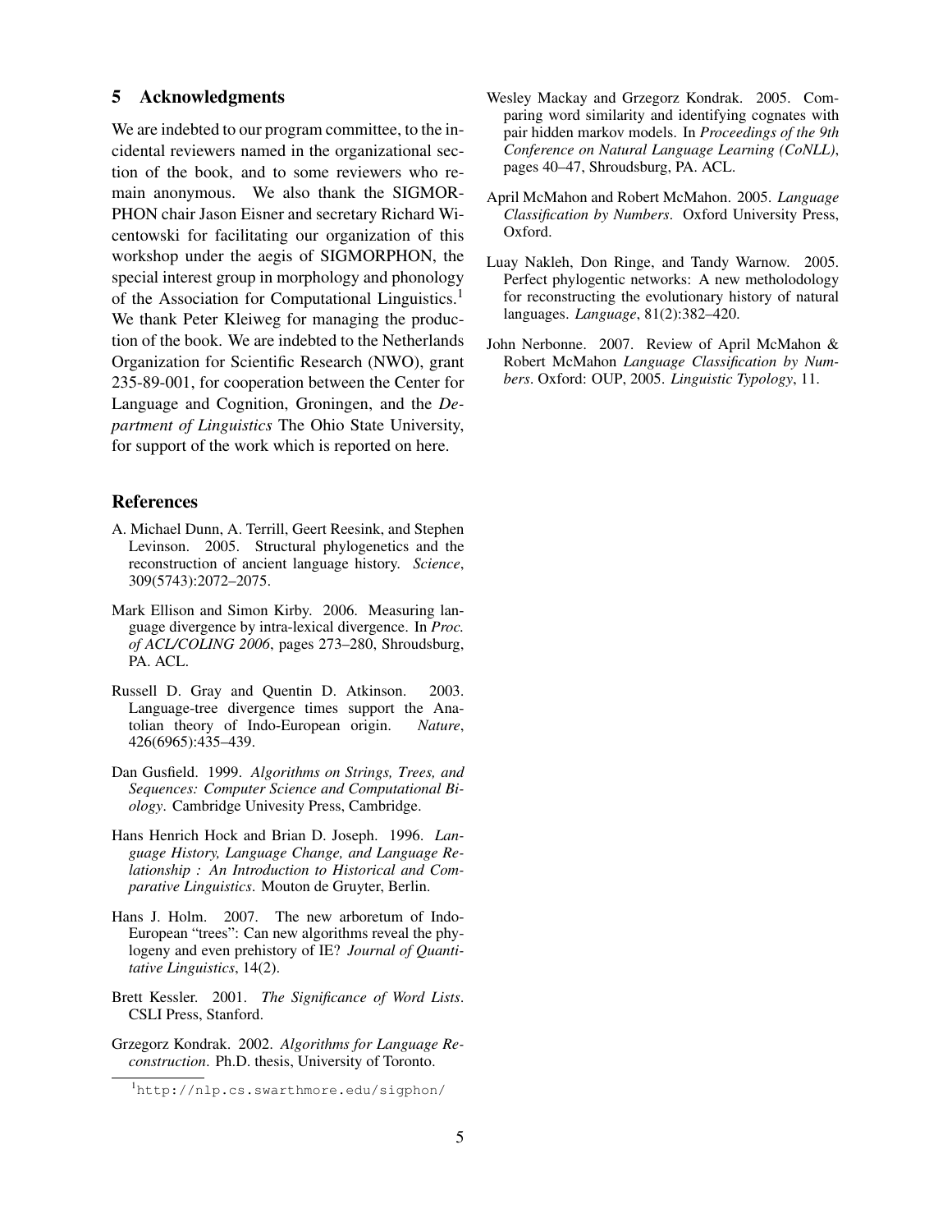## 5 Acknowledgments

We are indebted to our program committee, to the incidental reviewers named in the organizational section of the book, and to some reviewers who remain anonymous. We also thank the SIGMORPHON chair Jason Eisner and secretary Richard Wicentowski for facilitating our organization of this workshop under the aegis of SIGMORPHON, the special interest group in morphology and phonology of the Association for Computational Linguistics.[1] We thank Peter Kleiweg for managing the production of the book. We are indebted to the Netherlands Organization for Scientific Research (NWO), grant 235-89-001, for cooperation between the Center for Language and Cognition, Groningen, and the *Department of Linguistics* The Ohio State University, for support of the work which is reported on here.

[1] http://nlp.cs.swarthmore.edu/sigphon/

## References

A. Michael Dunn, A. Terrill, Geert Reesink, and Stephen Levinson. 2005. Structural phylogenetics and the reconstruction of ancient language history. *Science*, 309(5743):2072–2075.

Mark Ellison and Simon Kirby. 2006. Measuring language divergence by intra-lexical divergence. In *Proc. of ACL/COLING 2006*, pages 273–280, Shroudsburg, PA. ACL.

Russell D. Gray and Quentin D. Atkinson. 2003. Language-tree divergence times support the Anatolian theory of Indo-European origin. *Nature*, 426(6965):435–439.

Dan Gusfield. 1999. *Algorithms on Strings, Trees, and Sequences: Computer Science and Computational Biology*. Cambridge Univesity Press, Cambridge.

Hans Henrich Hock and Brian D. Joseph. 1996. *Language History, Language Change, and Language Relationship : An Introduction to Historical and Comparative Linguistics*. Mouton de Gruyter, Berlin.

Hans J. Holm. 2007. The new arboretum of Indo-European "trees": Can new algorithms reveal the phylogeny and even prehistory of IE? *Journal of Quantitative Linguistics*, 14(2).

Brett Kessler. 2001. *The Significance of Word Lists*. CSLI Press, Stanford.

Grzegorz Kondrak. 2002. *Algorithms for Language Reconstruction*. Ph.D. thesis, University of Toronto.

Wesley Mackay and Grzegorz Kondrak. 2005. Comparing word similarity and identifying cognates with pair hidden markov models. In *Proceedings of the 9th Conference on Natural Language Learning (CoNLL)*, pages 40–47, Shroudsburg, PA. ACL.

April McMahon and Robert McMahon. 2005. *Language Classification by Numbers*. Oxford University Press, Oxford.

Luay Nakleh, Don Ringe, and Tandy Warnow. 2005. Perfect phylogentic networks: A new metholodology for reconstructing the evolutionary history of natural languages. *Language*, 81(2):382–420.

John Nerbonne. 2007. Review of April McMahon & Robert McMahon *Language Classification by Numbers*. Oxford: OUP, 2005. *Linguistic Typology*, 11.